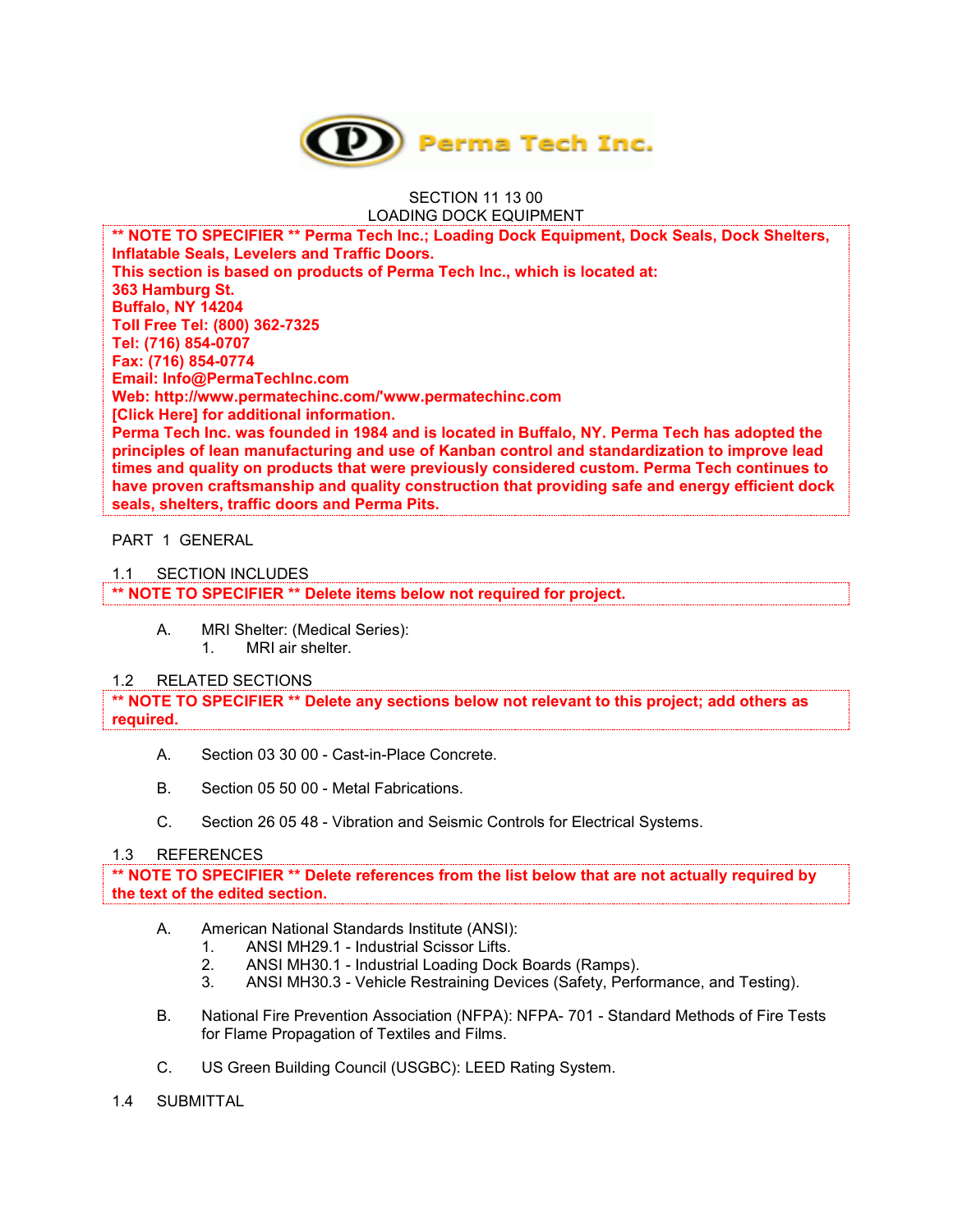Perma Tech Inc.

# SECTION 11 13 00
# LOADING DOCK EQUIPMENT

**** NOTE TO SPECIFIER ** Perma Tech Inc.; Loading Dock Equipment, Dock Seals, Dock Shelters, Inflatable Seals, Levelers and Traffic Doors.**
**This section is based on products of Perma Tech Inc., which is located at:**
**363 Hamburg St.**
**Buffalo, NY 14204**
**Toll Free Tel: (800) 362-7325**
**Tel: (716) 854-0707**
**Fax: (716) 854-0774**
**Email: Info@PermaTechInc.com**
**Web: http://www.permatechinc.com/'www.permatechinc.com**
**[Click Here] for additional information.**
**Perma Tech Inc. was founded in 1984 and is located in Buffalo, NY. Perma Tech has adopted the principles of lean manufacturing and use of Kanban control and standardization to improve lead times and quality on products that were previously considered custom. Perma Tech continues to have proven craftsmanship and quality construction that providing safe and energy efficient dock seals, shelters, traffic doors and Perma Pits.**

## PART 1 GENERAL

### 1.1 SECTION INCLUDES

**** NOTE TO SPECIFIER ** Delete items below not required for project.**

A. MRI Shelter: (Medical Series):
   1. MRI air shelter.

### 1.2 RELATED SECTIONS

**** NOTE TO SPECIFIER ** Delete any sections below not relevant to this project; add others as required.**

A. Section 03 30 00 - Cast-in-Place Concrete.

B. Section 05 50 00 - Metal Fabrications.

C. Section 26 05 48 - Vibration and Seismic Controls for Electrical Systems.

### 1.3 REFERENCES

**** NOTE TO SPECIFIER ** Delete references from the list below that are not actually required by the text of the edited section.**

A. American National Standards Institute (ANSI):
   1. ANSI MH29.1 - Industrial Scissor Lifts.
   2. ANSI MH30.1 - Industrial Loading Dock Boards (Ramps).
   3. ANSI MH30.3 - Vehicle Restraining Devices (Safety, Performance, and Testing).

B. National Fire Prevention Association (NFPA): NFPA- 701 - Standard Methods of Fire Tests for Flame Propagation of Textiles and Films.

C. US Green Building Council (USGBC): LEED Rating System.

### 1.4 SUBMITTAL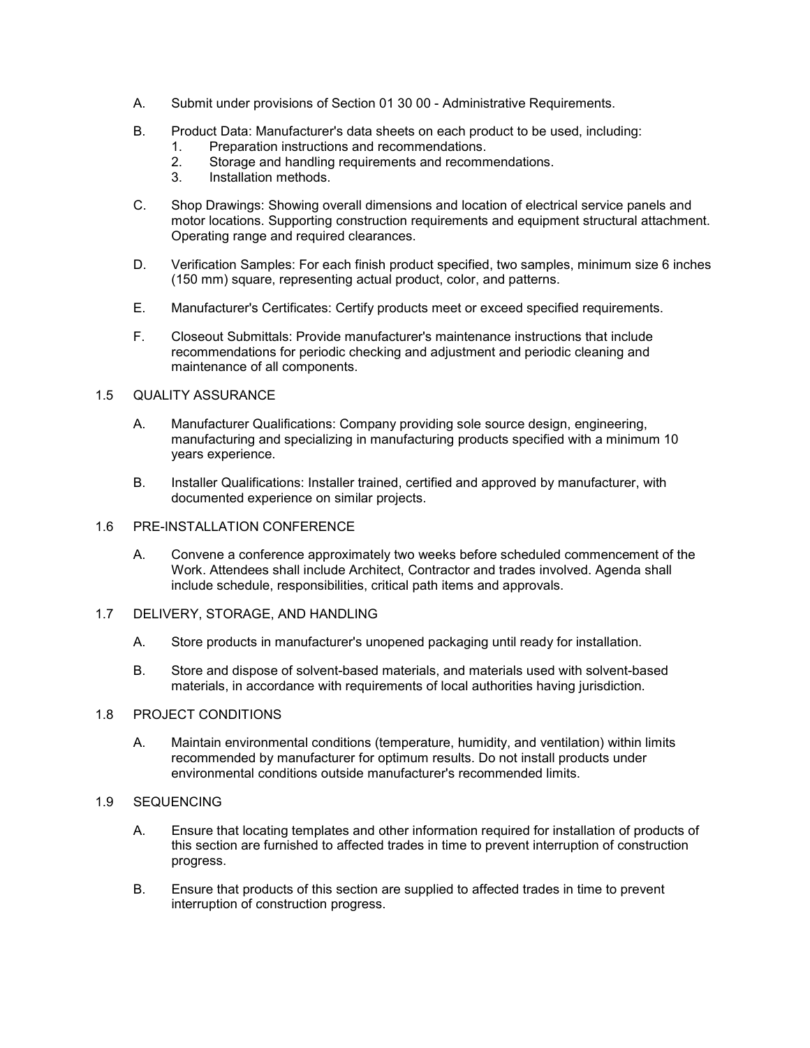A. Submit under provisions of Section 01 30 00 - Administrative Requirements.

B. Product Data: Manufacturer's data sheets on each product to be used, including:
   1. Preparation instructions and recommendations.
   2. Storage and handling requirements and recommendations.
   3. Installation methods.

C. Shop Drawings: Showing overall dimensions and location of electrical service panels and motor locations. Supporting construction requirements and equipment structural attachment. Operating range and required clearances.

D. Verification Samples: For each finish product specified, two samples, minimum size 6 inches (150 mm) square, representing actual product, color, and patterns.

E. Manufacturer's Certificates: Certify products meet or exceed specified requirements.

F. Closeout Submittals: Provide manufacturer's maintenance instructions that include recommendations for periodic checking and adjustment and periodic cleaning and maintenance of all components.

## 1.5 QUALITY ASSURANCE

A. Manufacturer Qualifications: Company providing sole source design, engineering, manufacturing and specializing in manufacturing products specified with a minimum 10 years experience.

B. Installer Qualifications: Installer trained, certified and approved by manufacturer, with documented experience on similar projects.

## 1.6 PRE-INSTALLATION CONFERENCE

A. Convene a conference approximately two weeks before scheduled commencement of the Work. Attendees shall include Architect, Contractor and trades involved. Agenda shall include schedule, responsibilities, critical path items and approvals.

## 1.7 DELIVERY, STORAGE, AND HANDLING

A. Store products in manufacturer's unopened packaging until ready for installation.

B. Store and dispose of solvent-based materials, and materials used with solvent-based materials, in accordance with requirements of local authorities having jurisdiction.

## 1.8 PROJECT CONDITIONS

A. Maintain environmental conditions (temperature, humidity, and ventilation) within limits recommended by manufacturer for optimum results. Do not install products under environmental conditions outside manufacturer's recommended limits.

## 1.9 SEQUENCING

A. Ensure that locating templates and other information required for installation of products of this section are furnished to affected trades in time to prevent interruption of construction progress.

B. Ensure that products of this section are supplied to affected trades in time to prevent interruption of construction progress.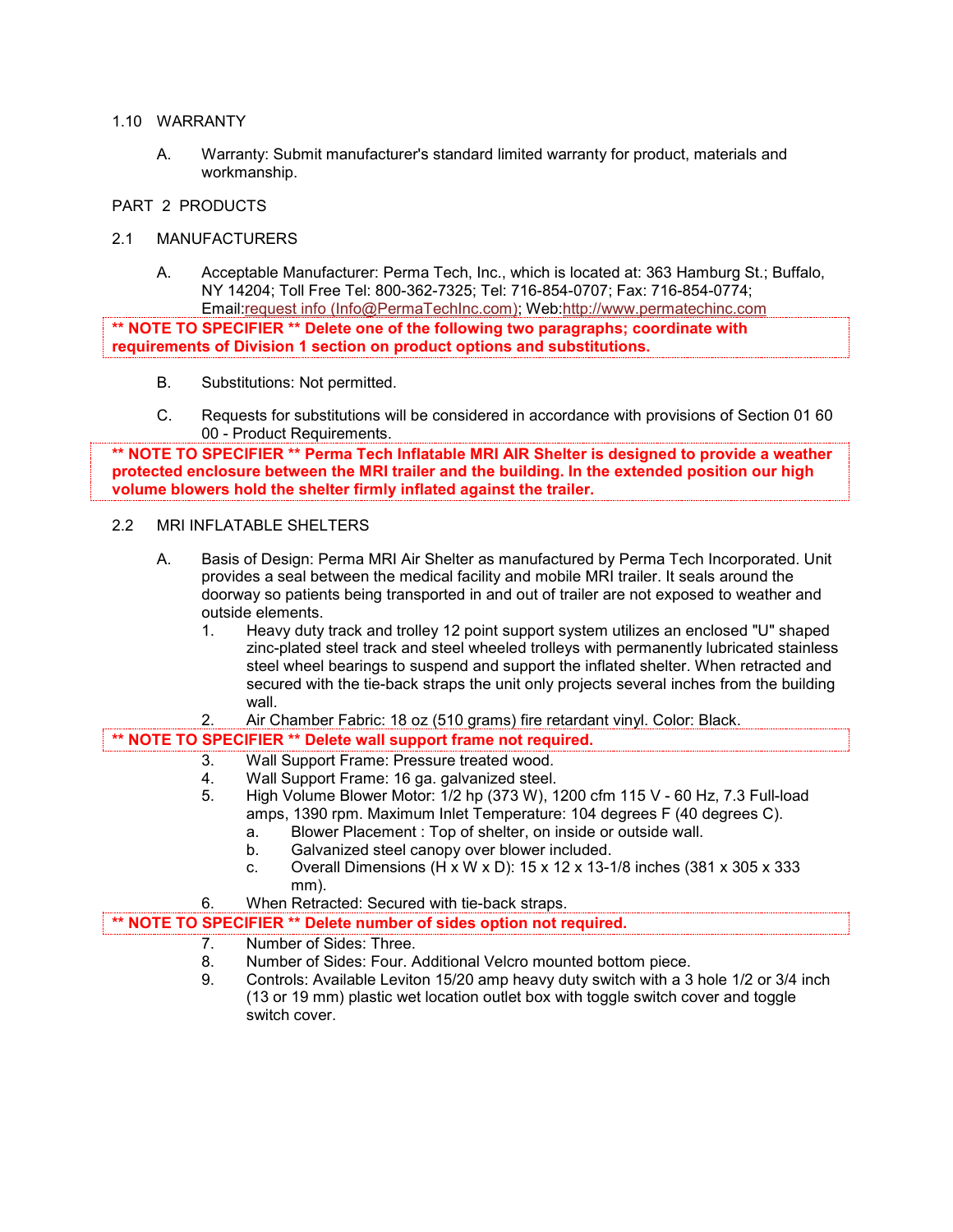1.10 WARRANTY

A. Warranty: Submit manufacturer's standard limited warranty for product, materials and workmanship.

PART 2 PRODUCTS

2.1 MANUFACTURERS

A. Acceptable Manufacturer: Perma Tech, Inc., which is located at: 363 Hamburg St.; Buffalo, NY 14204; Toll Free Tel: 800-362-7325; Tel: 716-854-0707; Fax: 716-854-0774; Email:request info (Info@PermaTechInc.com); Web:http://www.permatechinc.com

**\*\* NOTE TO SPECIFIER \*\* Delete one of the following two paragraphs; coordinate with requirements of Division 1 section on product options and substitutions.**

B. Substitutions: Not permitted.

C. Requests for substitutions will be considered in accordance with provisions of Section 01 60 00 - Product Requirements.

**\*\* NOTE TO SPECIFIER \*\* Perma Tech Inflatable MRI AIR Shelter is designed to provide a weather protected enclosure between the MRI trailer and the building. In the extended position our high volume blowers hold the shelter firmly inflated against the trailer.**

2.2 MRI INFLATABLE SHELTERS

A. Basis of Design: Perma MRI Air Shelter as manufactured by Perma Tech Incorporated. Unit provides a seal between the medical facility and mobile MRI trailer. It seals around the doorway so patients being transported in and out of trailer are not exposed to weather and outside elements.

1. Heavy duty track and trolley 12 point support system utilizes an enclosed "U" shaped zinc-plated steel track and steel wheeled trolleys with permanently lubricated stainless steel wheel bearings to suspend and support the inflated shelter. When retracted and secured with the tie-back straps the unit only projects several inches from the building wall.
2. Air Chamber Fabric: 18 oz (510 grams) fire retardant vinyl. Color: Black.

**\*\* NOTE TO SPECIFIER \*\* Delete wall support frame not required.**

3. Wall Support Frame: Pressure treated wood.
4. Wall Support Frame: 16 ga. galvanized steel.
5. High Volume Blower Motor: 1/2 hp (373 W), 1200 cfm 115 V - 60 Hz, 7.3 Full-load amps, 1390 rpm. Maximum Inlet Temperature: 104 degrees F (40 degrees C).
   a. Blower Placement : Top of shelter, on inside or outside wall.
   b. Galvanized steel canopy over blower included.
   c. Overall Dimensions (H x W x D): 15 x 12 x 13-1/8 inches (381 x 305 x 333 mm).
6. When Retracted: Secured with tie-back straps.

**\*\* NOTE TO SPECIFIER \*\* Delete number of sides option not required.**

7. Number of Sides: Three.
8. Number of Sides: Four. Additional Velcro mounted bottom piece.
9. Controls: Available Leviton 15/20 amp heavy duty switch with a 3 hole 1/2 or 3/4 inch (13 or 19 mm) plastic wet location outlet box with toggle switch cover and toggle switch cover.